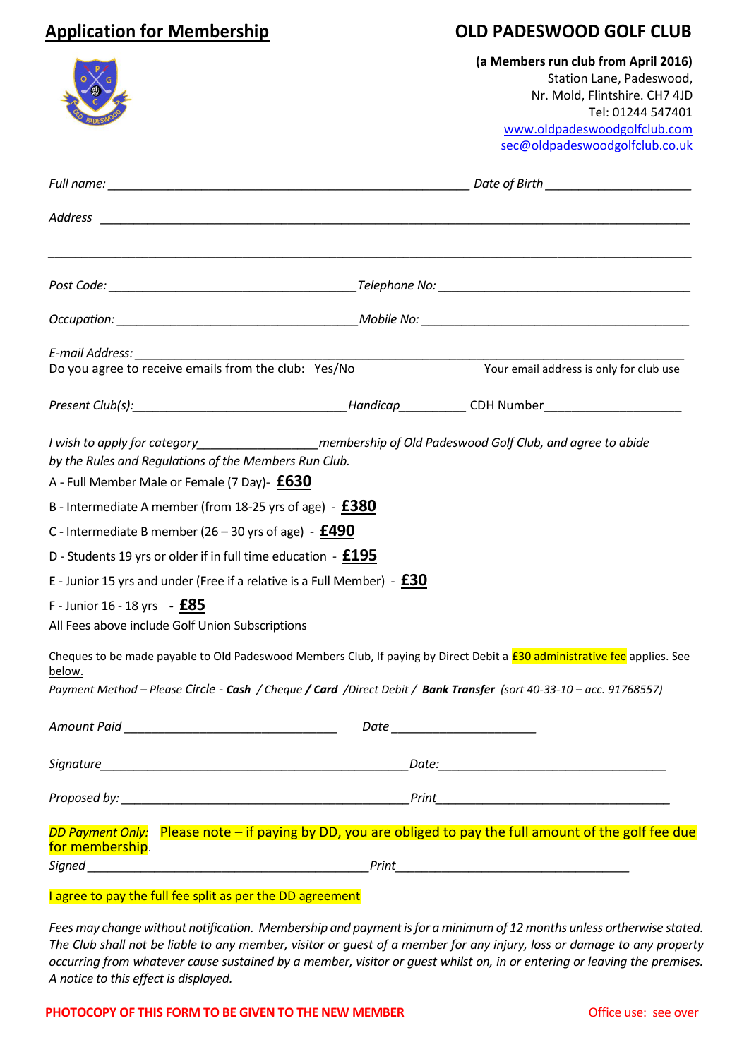# Application for Membership

## OLD PADESWOOD GOLF CLUB

**(a Members run club from April 2016)**
Station Lane, Padeswood,
Nr. Mold, Flintshire. CH7 4JD
Tel: 01244 547401
www.oldpadeswoodgolfclub.com
sec@oldpadeswoodgolfclub.co.uk

*Full name:* ______________________________________________ *Date of Birth* ____________________

*Address* ________________________________________________________________________

________________________________________________________________________________

*Post Code:* ________________________________ *Telephone No:* _________________________________

*Occupation:* _______________________________ *Mobile No:* ___________________________________

*E-mail Address:* __________________________________________________________________
Do you agree to receive emails from the club: Yes/No Your email address is only for club use

*Present Club(s):* ___________________________ *Handicap* _________ CDH Number___________________

*I wish to apply for category* ________________ *membership of Old Padeswood Golf Club, and agree to abide by the Rules and Regulations of the Members Run Club.*

A - Full Member Male or Female (7 Day)- **£630**

B - Intermediate A member (from 18-25 yrs of age) - **£380**

C - Intermediate B member (26 – 30 yrs of age) - **£490**

D - Students 19 yrs or older if in full time education - **£195**

E - Junior 15 yrs and under (Free if a relative is a Full Member) - **£30**

F - Junior 16 - 18 yrs - **£85**

All Fees above include Golf Union Subscriptions

Cheques to be made payable to Old Padeswood Members Club, If paying by Direct Debit a £30 administrative fee applies. See below.

*Payment Method – Please Circle* - **Cash** / Cheque **/ Card** /Direct Debit / **Bank Transfer** *(sort 40-33-10 – acc. 91768557)*

*Amount Paid* ______________________________ *Date* ____________________

*Signature* ___________________________________________ *Date:* ______________________________

*Proposed by:* ________________________________________ *Print* _______________________________

*DD Payment Only:* Please note – if paying by DD, you are obliged to pay the full amount of the golf fee due for membership.

*Signed* ______________________________________ *Print* _______________________________

I agree to pay the full fee split as per the DD agreement

*Fees may change without notification. Membership and payment is for a minimum of 12 months unless orrherwise stated. The Club shall not be liable to any member, visitor or guest of a member for any injury, loss or damage to any property occurring from whatever cause sustained by a member, visitor or guest whilst on, in or entering or leaving the premises. A notice to this effect is displayed.*

**PHOTOCOPY OF THIS FORM TO BE GIVEN TO THE NEW MEMBER**

Office use: see over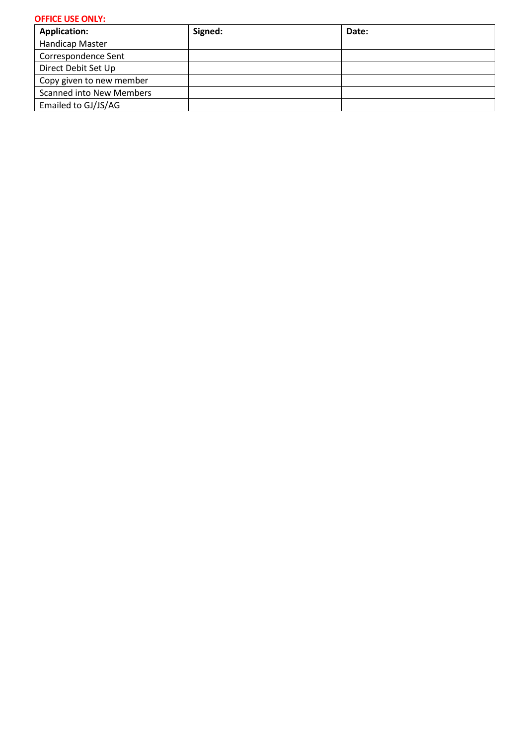**OFFICE USE ONLY:**

| Application: | Signed: | Date: |
| --- | --- | --- |
| Handicap Master | | |
| Correspondence Sent | | |
| Direct Debit Set Up | | |
| Copy given to new member | | |
| Scanned into New Members | | |
| Emailed to GJ/JS/AG | | |